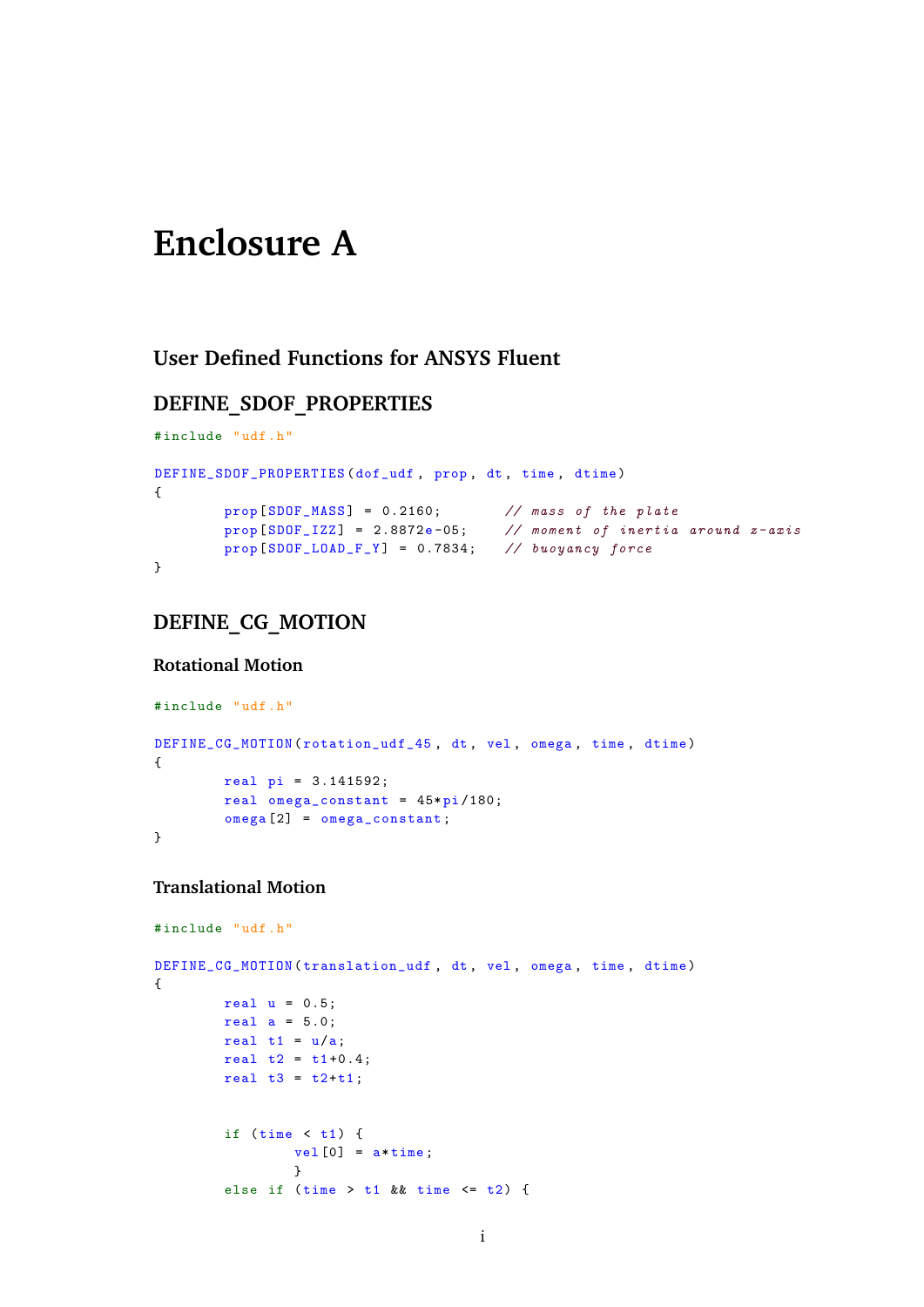# Enclosure A

## User Defined Functions for ANSYS Fluent

## DEFINE_SDOF_PROPERTIES

```
#include "udf.h"

DEFINE_SDOF_PROPERTIES(dof_udf, prop, dt, time, dtime)
{
        prop[SDOF_MASS] = 0.2160;        // mass of the plate
        prop[SDOF_IZZ] = 2.8872e-05;     // moment of inertia around z-axis
        prop[SDOF_LOAD_F_Y] = 0.7834;    // buoyancy force
}
```

## DEFINE_CG_MOTION

### Rotational Motion

```
#include "udf.h"

DEFINE_CG_MOTION(rotation_udf_45, dt, vel, omega, time, dtime)
{
        real pi = 3.141592;
        real omega_constant = 45*pi/180;
        omega[2] = omega_constant;
}
```

### Translational Motion

```
#include "udf.h"

DEFINE_CG_MOTION(translation_udf, dt, vel, omega, time, dtime)
{
        real u = 0.5;
        real a = 5.0;
        real t1 = u/a;
        real t2 = t1+0.4;
        real t3 = t2+t1;


        if (time < t1) {
                vel[0] = a*time;
                }
        else if (time > t1 && time <= t2) {
```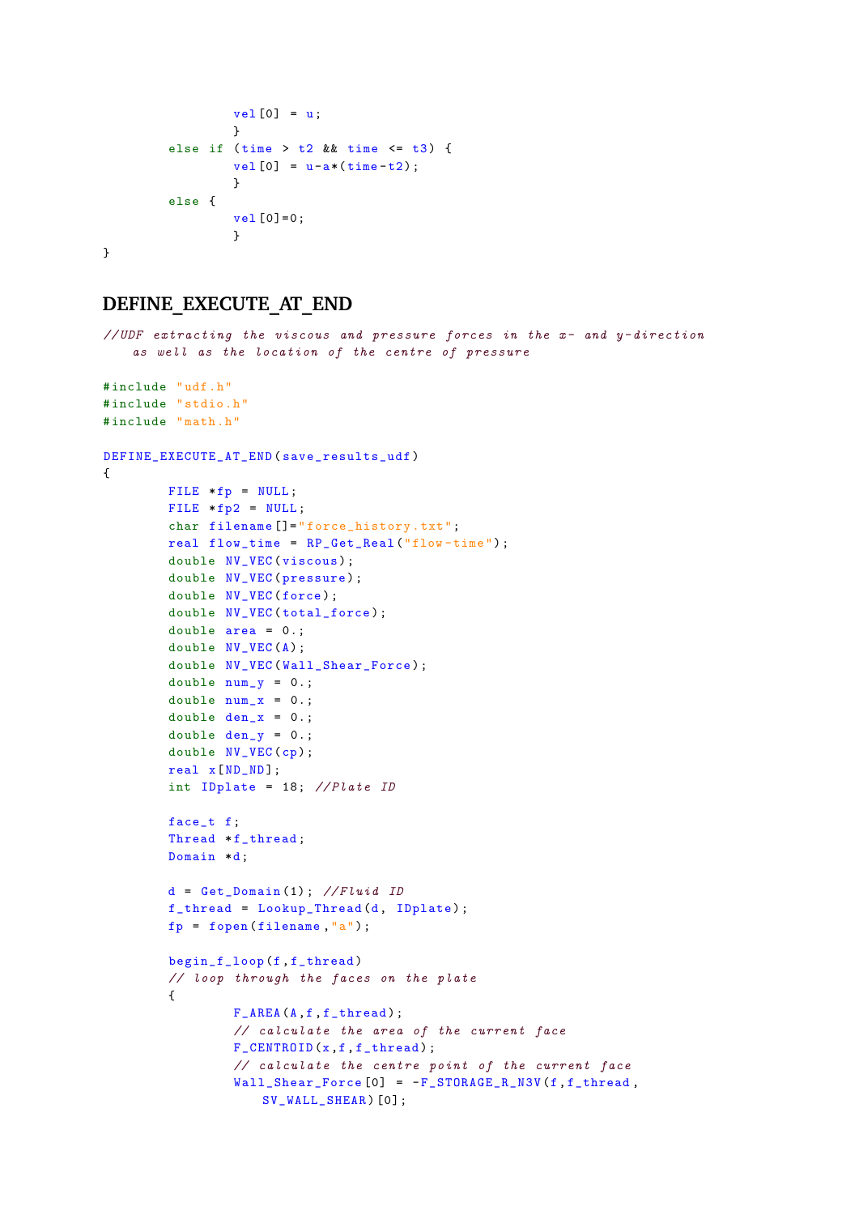```
                vel[0] = u;
                }
        else if (time > t2 && time <= t3) {
                vel[0] = u-a*(time-t2);
                }
        else {
                vel[0]=0;
                }
}
```

## DEFINE_EXECUTE_AT_END

```
//UDF extracting the viscous and pressure forces in the x- and y-direction
    as well as the location of the centre of pressure

#include "udf.h"
#include "stdio.h"
#include "math.h"

DEFINE_EXECUTE_AT_END(save_results_udf)
{
        FILE *fp = NULL;
        FILE *fp2 = NULL;
        char filename[]="force_history.txt";
        real flow_time = RP_Get_Real("flow-time");
        double NV_VEC(viscous);
        double NV_VEC(pressure);
        double NV_VEC(force);
        double NV_VEC(total_force);
        double area = 0.;
        double NV_VEC(A);
        double NV_VEC(Wall_Shear_Force);
        double num_y = 0.;
        double num_x = 0.;
        double den_x = 0.;
        double den_y = 0.;
        double NV_VEC(cp);
        real x[ND_ND];
        int IDplate = 18; //Plate ID

        face_t f;
        Thread *f_thread;
        Domain *d;

        d = Get_Domain(1); //Fluid ID
        f_thread = Lookup_Thread(d, IDplate);
        fp = fopen(filename,"a");

        begin_f_loop(f,f_thread)
        // loop through the faces on the plate
        {
                F_AREA(A,f,f_thread);
                // calculate the area of the current face
                F_CENTROID(x,f,f_thread);
                // calculate the centre point of the current face
                Wall_Shear_Force[0] = -F_STORAGE_R_N3V(f,f_thread,
                    SV_WALL_SHEAR)[0];
```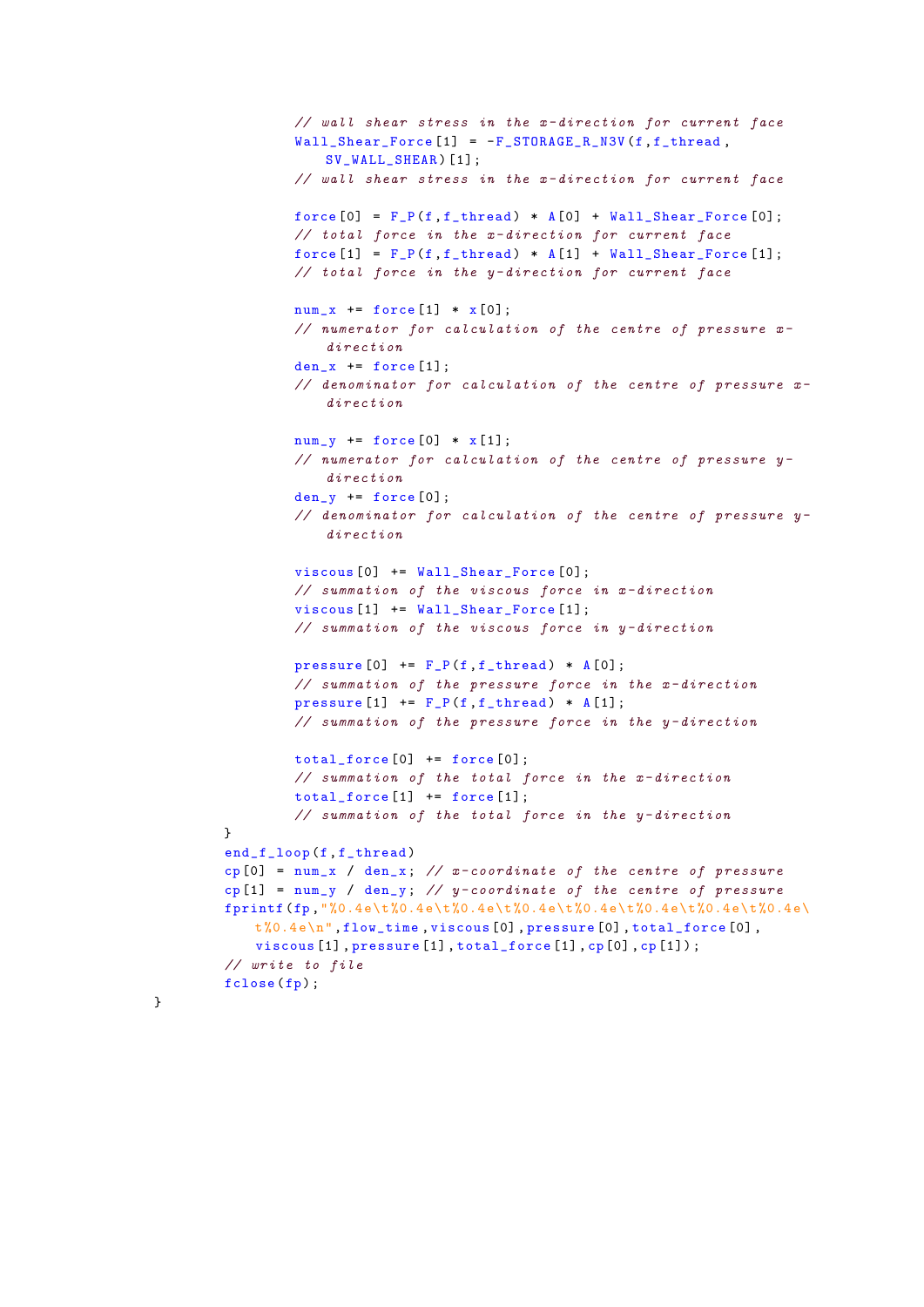```
            // wall shear stress in the x-direction for current face
            Wall_Shear_Force[1] = -F_STORAGE_R_N3V(f,f_thread,
                SV_WALL_SHEAR)[1];
            // wall shear stress in the x-direction for current face

            force[0] = F_P(f,f_thread) * A[0] + Wall_Shear_Force[0];
            // total force in the x-direction for current face
            force[1] = F_P(f,f_thread) * A[1] + Wall_Shear_Force[1];
            // total force in the y-direction for current face

            num_x += force[1] * x[0];
            // numerator for calculation of the centre of pressure x-
                direction
            den_x += force[1];
            // denominator for calculation of the centre of pressure x-
                direction

            num_y += force[0] * x[1];
            // numerator for calculation of the centre of pressure y-
                direction
            den_y += force[0];
            // denominator for calculation of the centre of pressure y-
                direction

            viscous[0] += Wall_Shear_Force[0];
            // summation of the viscous force in x-direction
            viscous[1] += Wall_Shear_Force[1];
            // summation of the viscous force in y-direction

            pressure[0] += F_P(f,f_thread) * A[0];
            // summation of the pressure force in the x-direction
            pressure[1] += F_P(f,f_thread) * A[1];
            // summation of the pressure force in the y-direction

            total_force[0] += force[0];
            // summation of the total force in the x-direction
            total_force[1] += force[1];
            // summation of the total force in the y-direction
        }
        end_f_loop(f,f_thread)
        cp[0] = num_x / den_x; // x-coordinate of the centre of pressure
        cp[1] = num_y / den_y; // y-coordinate of the centre of pressure
        fprintf(fp,"%0.4e\t%0.4e\t%0.4e\t%0.4e\t%0.4e\t%0.4e\t%0.4e\t%0.4e\
            t%0.4e\n",flow_time,viscous[0],pressure[0],total_force[0],
            viscous[1],pressure[1],total_force[1],cp[0],cp[1]);
        // write to file
        fclose(fp);
}
```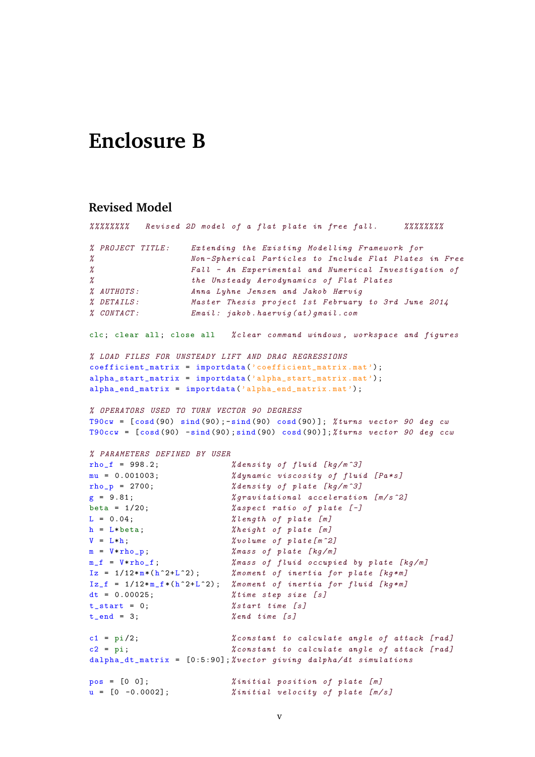# Enclosure B

## Revised Model

```
%%%%%%%%   Revised 2D model of a flat plate in free fall.     %%%%%%%%

% PROJECT TITLE:    Extending the Existing Modelling Framework for
%                   Non-Spherical Particles to Include Flat Plates in Free
%                   Fall - An Experimental and Numerical Investigation of
%                   the Unsteady Aerodynamics of Flat Plates
% AUTHOTS:          Anna Lyhne Jensen and Jakob Hærvig
% DETAILS:          Master Thesis project 1st February to 3rd June 2014
% CONTACT:          Email: jakob.haervig(at)gmail.com

clc; clear all; close all   %clear command windows, workspace and figures

% LOAD FILES FOR UNSTEADY LIFT AND DRAG REGRESSIONS
coefficient_matrix = importdata('coefficient_matrix.mat');
alpha_start_matrix = importdata('alpha_start_matrix.mat');
alpha_end_matrix = importdata('alpha_end_matrix.mat');

% OPERATORS USED TO TURN VECTOR 90 DEGRESS
T90cw = [cosd(90) sind(90);-sind(90) cosd(90)]; %turns vector 90 deg cw
T90ccw = [cosd(90) -sind(90);sind(90) cosd(90)];%turns vector 90 deg ccw

% PARAMETERS DEFINED BY USER
rho_f = 998.2;              %density of fluid [kg/m^3]
mu = 0.001003;              %dynamic viscosity of fluid [Pa*s]
rho_p = 2700;               %density of plate [kg/m^3]
g = 9.81;                   %gravitational acceleration [m/s^2]
beta = 1/20;                %aspect ratio of plate [-]
L = 0.04;                   %length of plate [m]
h = L*beta;                 %height of plate [m]
V = L*h;                    %volume of plate[m^2]
m = V*rho_p;                %mass of plate [kg/m]
m_f = V*rho_f;              %mass of fluid occupied by plate [kg/m]
Iz = 1/12*m*(h^2+L^2);      %moment of inertia for plate [kg*m]
Iz_f = 1/12*m_f*(h^2+L^2);  %moment of inertia for fluid [kg*m]
dt = 0.00025;               %time step size [s]
t_start = 0;                %start time [s]
t_end = 3;                  %end time [s]

c1 = pi/2;                  %constant to calculate angle of attack [rad]
c2 = pi;                    %constant to calculate angle of attack [rad]
dalpha_dt_matrix = [0:5:90];%vector giving dalpha/dt simulations

pos = [0 0];                %initial position of plate [m]
u = [0 -0.0002];            %initial velocity of plate [m/s]
```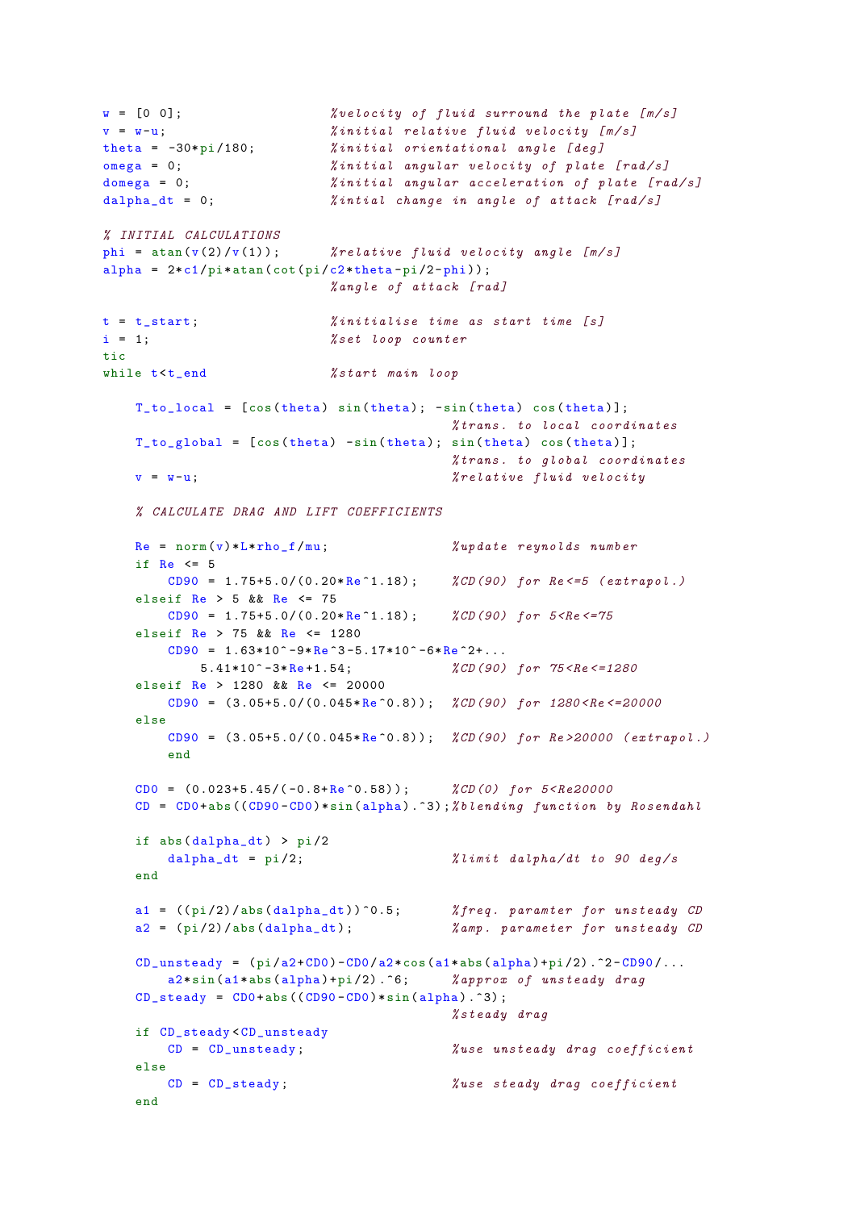```
w = [0 0];                   %velocity of fluid surround the plate [m/s]
v = w-u;                     %initial relative fluid velocity [m/s]
theta = -30*pi/180;          %initial orientational angle [deg]
omega = 0;                   %initial angular velocity of plate [rad/s]
domega = 0;                  %initial angular acceleration of plate [rad/s]
dalpha_dt = 0;               %intial change in angle of attack [rad/s]

% INITIAL CALCULATIONS
phi = atan(v(2)/v(1));       %relative fluid velocity angle [m/s]
alpha = 2*c1/pi*atan(cot(pi/c2*theta-pi/2-phi));
                             %angle of attack [rad]

t = t_start;                 %initialise time as start time [s]
i = 1;                       %set loop counter
tic
while t<t_end                %start main loop

    T_to_local = [cos(theta) sin(theta); -sin(theta) cos(theta)];
                                            %trans. to local coordinates
    T_to_global = [cos(theta) -sin(theta); sin(theta) cos(theta)];
                                            %trans. to global coordinates
    v = w-u;                                %relative fluid velocity

    % CALCULATE DRAG AND LIFT COEFFICIENTS

    Re = norm(v)*L*rho_f/mu;                %update reynolds number
    if Re <= 5
        CD90 = 1.75+5.0/(0.20*Re^1.18);    %CD(90) for Re<=5 (extrapol.)
    elseif Re > 5 && Re <= 75
        CD90 = 1.75+5.0/(0.20*Re^1.18);    %CD(90) for 5<Re<=75
    elseif Re > 75 && Re <= 1280
        CD90 = 1.63*10^-9*Re^3-5.17*10^-6*Re^2+...
            5.41*10^-3*Re+1.54;            %CD(90) for 75<Re<=1280
    elseif Re > 1280 && Re <= 20000
        CD90 = (3.05+5.0/(0.045*Re^0.8));  %CD(90) for 1280<Re<=20000
    else
        CD90 = (3.05+5.0/(0.045*Re^0.8));  %CD(90) for Re>20000 (extrapol.)
        end

    CD0 = (0.023+5.45/(-0.8+Re^0.58));     %CD(0) for 5<Re20000
    CD = CD0+abs((CD90-CD0)*sin(alpha).^3);%blending function by Rosendahl

    if abs(dalpha_dt) > pi/2
        dalpha_dt = pi/2;                   %limit dalpha/dt to 90 deg/s
    end

    a1 = ((pi/2)/abs(dalpha_dt))^0.5;      %freq. paramter for unsteady CD
    a2 = (pi/2)/abs(dalpha_dt);            %amp. parameter for unsteady CD

    CD_unsteady = (pi/a2+CD0)-CD0/a2*cos(a1*abs(alpha)+pi/2).^2-CD90/...
        a2*sin(a1*abs(alpha)+pi/2).^6;     %approx of unsteady drag
    CD_steady = CD0+abs((CD90-CD0)*sin(alpha).^3);
                                            %steady drag
    if CD_steady<CD_unsteady
        CD = CD_unsteady;                   %use unsteady drag coefficient
    else
        CD = CD_steady;                     %use steady drag coefficient
    end
```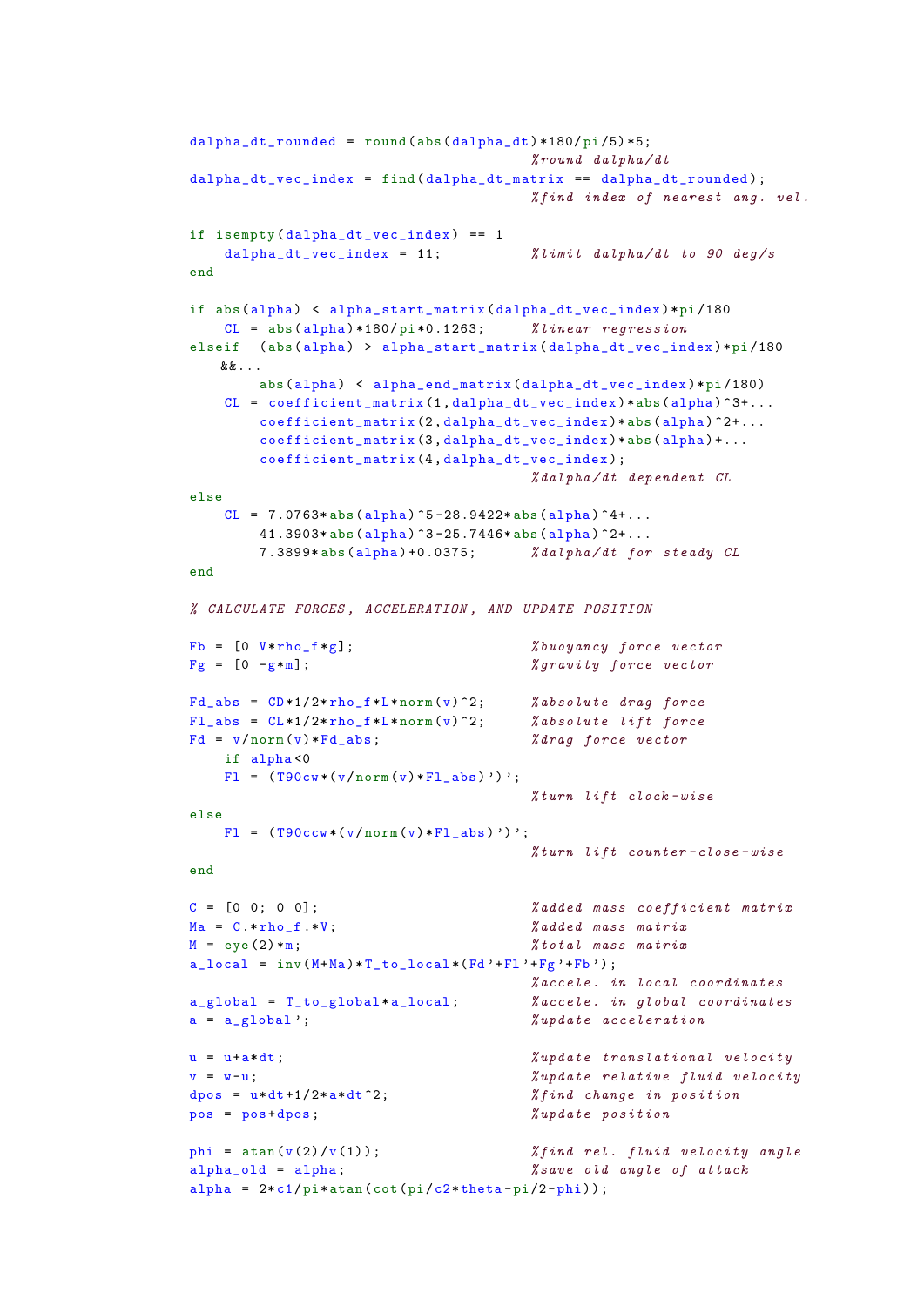```
dalpha_dt_rounded = round(abs(dalpha_dt)*180/pi/5)*5;
                                        %round dalpha/dt
dalpha_dt_vec_index = find(dalpha_dt_matrix == dalpha_dt_rounded);
                                        %find index of nearest ang. vel.

if isempty(dalpha_dt_vec_index) == 1
    dalpha_dt_vec_index = 11;           %limit dalpha/dt to 90 deg/s
end

if abs(alpha) < alpha_start_matrix(dalpha_dt_vec_index)*pi/180
    CL = abs(alpha)*180/pi*0.1263;      %linear regression
elseif  (abs(alpha) > alpha_start_matrix(dalpha_dt_vec_index)*pi/180
    &&...
        abs(alpha) < alpha_end_matrix(dalpha_dt_vec_index)*pi/180)
    CL = coefficient_matrix(1,dalpha_dt_vec_index)*abs(alpha)^3+...
        coefficient_matrix(2,dalpha_dt_vec_index)*abs(alpha)^2+...
        coefficient_matrix(3,dalpha_dt_vec_index)*abs(alpha)+...
        coefficient_matrix(4,dalpha_dt_vec_index);
                                        %dalpha/dt dependent CL
else
    CL = 7.0763*abs(alpha)^5-28.9422*abs(alpha)^4+...
        41.3903*abs(alpha)^3-25.7446*abs(alpha)^2+...
        7.3899*abs(alpha)+0.0375;       %dalpha/dt for steady CL
end

% CALCULATE FORCES, ACCELERATION, AND UPDATE POSITION

Fb = [0 V*rho_f*g];                     %buoyancy force vector
Fg = [0 -g*m];                          %gravity force vector

Fd_abs = CD*1/2*rho_f*L*norm(v)^2;      %absolute drag force
Fl_abs = CL*1/2*rho_f*L*norm(v)^2;      %absolute lift force
Fd = v/norm(v)*Fd_abs;                  %drag force vector
    if alpha<0
    Fl = (T90cw*(v/norm(v)*Fl_abs)')';
                                        %turn lift clock-wise
else
    Fl = (T90ccw*(v/norm(v)*Fl_abs)')';
                                        %turn lift counter-close-wise
end

C = [0 0; 0 0];                         %added mass coefficient matrix
Ma = C.*rho_f.*V;                       %added mass matrix
M = eye(2)*m;                           %total mass matrix
a_local = inv(M+Ma)*T_to_local*(Fd'+Fl'+Fg'+Fb');
                                        %accele. in local coordinates
a_global = T_to_global*a_local;         %accele. in global coordinates
a = a_global';                          %update acceleration

u = u+a*dt;                             %update translational velocity
v = w-u;                                %update relative fluid velocity
dpos = u*dt+1/2*a*dt^2;                 %find change in position
pos = pos+dpos;                         %update position

phi = atan(v(2)/v(1));                  %find rel. fluid velocity angle
alpha_old = alpha;                      %save old angle of attack
alpha = 2*c1/pi*atan(cot(pi/c2*theta-pi/2-phi));
```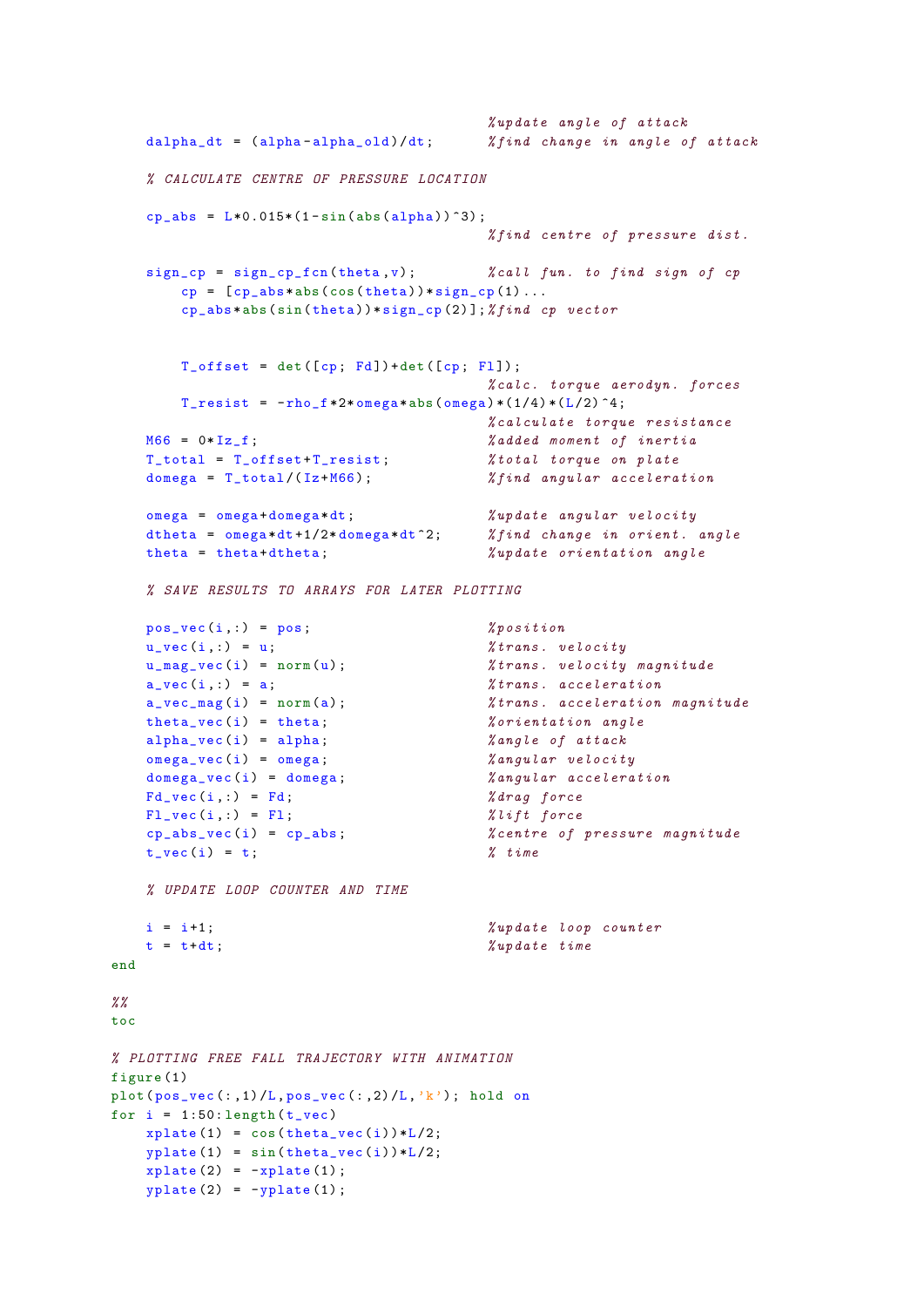```
                                        %update angle of attack
    dalpha_dt = (alpha-alpha_old)/dt;   %find change in angle of attack

    % CALCULATE CENTRE OF PRESSURE LOCATION

    cp_abs = L*0.015*(1-sin(abs(alpha))^3);
                                        %find centre of pressure dist.

    sign_cp = sign_cp_fcn(theta,v);     %call fun. to find sign of cp
        cp = [cp_abs*abs(cos(theta))*sign_cp(1)...
        cp_abs*abs(sin(theta))*sign_cp(2)];%find cp vector


        T_offset = det([cp; Fd])+det([cp; Fl]);
                                        %calc. torque aerodyn. forces
        T_resist = -rho_f*2*omega*abs(omega)*(1/4)*(L/2)^4;
                                        %calculate torque resistance
    M66 = 0*Iz_f;                       %added moment of inertia
    T_total = T_offset+T_resist;        %total torque on plate
    domega = T_total/(Iz+M66);          %find angular acceleration

    omega = omega+domega*dt;            %update angular velocity
    dtheta = omega*dt+1/2*domega*dt^2;  %find change in orient. angle
    theta = theta+dtheta;               %update orientation angle

    % SAVE RESULTS TO ARRAYS FOR LATER PLOTTING

    pos_vec(i,:) = pos;                 %position
    u_vec(i,:) = u;                     %trans. velocity
    u_mag_vec(i) = norm(u);             %trans. velocity magnitude
    a_vec(i,:) = a;                     %trans. acceleration
    a_vec_mag(i) = norm(a);             %trans. acceleration magnitude
    theta_vec(i) = theta;               %orientation angle
    alpha_vec(i) = alpha;               %angle of attack
    omega_vec(i) = omega;               %angular velocity
    domega_vec(i) = domega;             %angular acceleration
    Fd_vec(i,:) = Fd;                   %drag force
    Fl_vec(i,:) = Fl;                   %lift force
    cp_abs_vec(i) = cp_abs;             %centre of pressure magnitude
    t_vec(i) = t;                       % time

    % UPDATE LOOP COUNTER AND TIME

    i = i+1;                            %update loop counter
    t = t+dt;                           %update time
end

%%
toc

% PLOTTING FREE FALL TRAJECTORY WITH ANIMATION
figure(1)
plot(pos_vec(:,1)/L,pos_vec(:,2)/L,'k'); hold on
for i = 1:50:length(t_vec)
    xplate(1) = cos(theta_vec(i))*L/2;
    yplate(1) = sin(theta_vec(i))*L/2;
    xplate(2) = -xplate(1);
    yplate(2) = -yplate(1);
```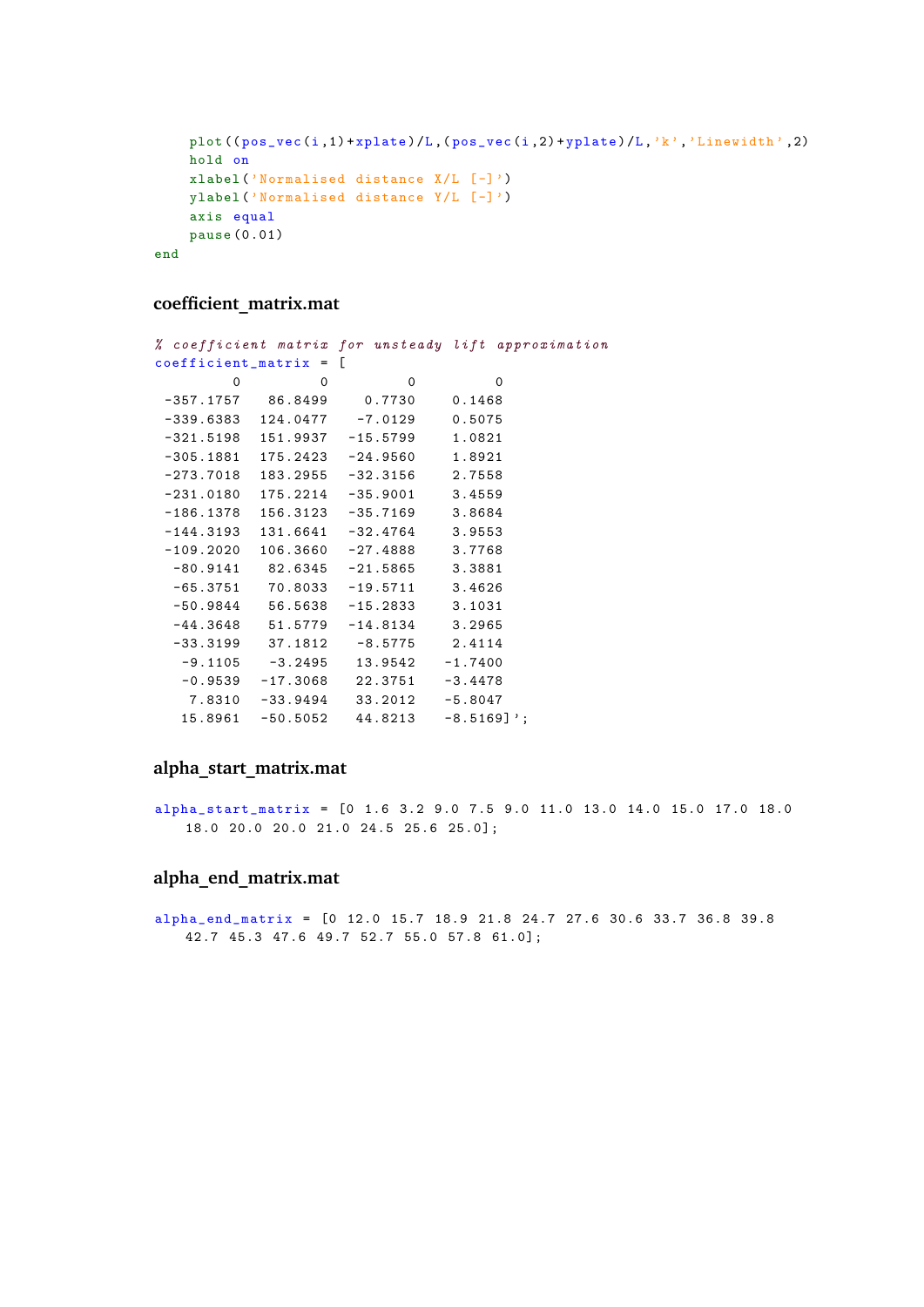```
    plot((pos_vec(i,1)+xplate)/L,(pos_vec(i,2)+yplate)/L,'k','Linewidth',2)
    hold on
    xlabel('Normalised distance X/L [-]')
    ylabel('Normalised distance Y/L [-]')
    axis equal
    pause(0.01)
end
```

### coefficient_matrix.mat

```
% coefficient matrix for unsteady lift approximation
coefficient_matrix = [
         0         0         0         0
 -357.1757   86.8499    0.7730    0.1468
 -339.6383  124.0477   -7.0129    0.5075
 -321.5198  151.9937  -15.5799    1.0821
 -305.1881  175.2423  -24.9560    1.8921
 -273.7018  183.2955  -32.3156    2.7558
 -231.0180  175.2214  -35.9001    3.4559
 -186.1378  156.3123  -35.7169    3.8684
 -144.3193  131.6641  -32.4764    3.9553
 -109.2020  106.3660  -27.4888    3.7768
  -80.9141   82.6345  -21.5865    3.3881
  -65.3751   70.8033  -19.5711    3.4626
  -50.9844   56.5638  -15.2833    3.1031
  -44.3648   51.5779  -14.8134    3.2965
  -33.3199   37.1812   -8.5775    2.4114
   -9.1105   -3.2495   13.9542   -1.7400
   -0.9539  -17.3068   22.3751   -3.4478
    7.8310  -33.9494   33.2012   -5.8047
   15.8961  -50.5052   44.8213   -8.5169]';
```

### alpha_start_matrix.mat

```
alpha_start_matrix = [0 1.6 3.2 9.0 7.5 9.0 11.0 13.0 14.0 15.0 17.0 18.0
   18.0 20.0 20.0 21.0 24.5 25.6 25.0];
```

### alpha_end_matrix.mat

```
alpha_end_matrix = [0 12.0 15.7 18.9 21.8 24.7 27.6 30.6 33.7 36.8 39.8
   42.7 45.3 47.6 49.7 52.7 55.0 57.8 61.0];
```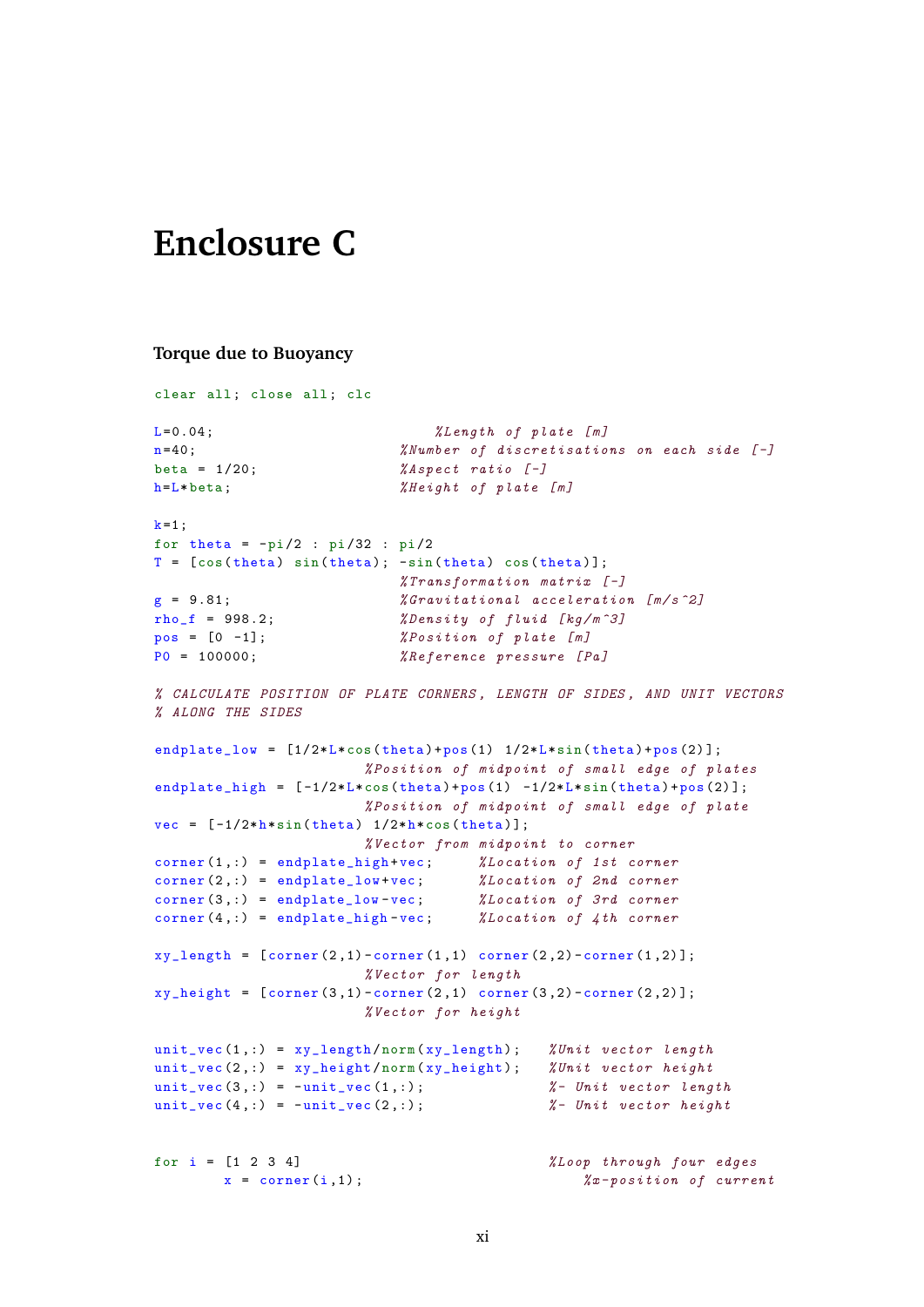# Enclosure C

### Torque due to Buoyancy

```
clear all; close all; clc

L=0.04;                            %Length of plate [m]
n=40;                         %Number of discretisations on each side [-]
beta = 1/20;                  %Aspect ratio [-]
h=L*beta;                     %Height of plate [m]

k=1;
for theta = -pi/2 : pi/32 : pi/2
T = [cos(theta) sin(theta); -sin(theta) cos(theta)];
                              %Transformation matrix [-]
g = 9.81;                     %Gravitational acceleration [m/s^2]
rho_f = 998.2;                %Density of fluid [kg/m^3]
pos = [0 -1];                 %Position of plate [m]
P0 = 100000;                  %Reference pressure [Pa]

% CALCULATE POSITION OF PLATE CORNERS, LENGTH OF SIDES, AND UNIT VECTORS
% ALONG THE SIDES

endplate_low = [1/2*L*cos(theta)+pos(1) 1/2*L*sin(theta)+pos(2)];
                              %Position of midpoint of small edge of plates
endplate_high = [-1/2*L*cos(theta)+pos(1) -1/2*L*sin(theta)+pos(2)];
                              %Position of midpoint of small edge of plate
vec = [-1/2*h*sin(theta) 1/2*h*cos(theta)];
                              %Vector from midpoint to corner
corner(1,:) = endplate_high+vec;     %Location of 1st corner
corner(2,:) = endplate_low+vec;      %Location of 2nd corner
corner(3,:) = endplate_low-vec;      %Location of 3rd corner
corner(4,:) = endplate_high-vec;     %Location of 4th corner

xy_length = [corner(2,1)-corner(1,1) corner(2,2)-corner(1,2)];
                              %Vector for length
xy_height = [corner(3,1)-corner(2,1) corner(3,2)-corner(2,2)];
                              %Vector for height

unit_vec(1,:) = xy_length/norm(xy_length);   %Unit vector length
unit_vec(2,:) = xy_height/norm(xy_height);   %Unit vector height
unit_vec(3,:) = -unit_vec(1,:);              %- Unit vector length
unit_vec(4,:) = -unit_vec(2,:);              %- Unit vector height


for i = [1 2 3 4]                            %Loop through four edges
        x = corner(i,1);                         %x-position of current
```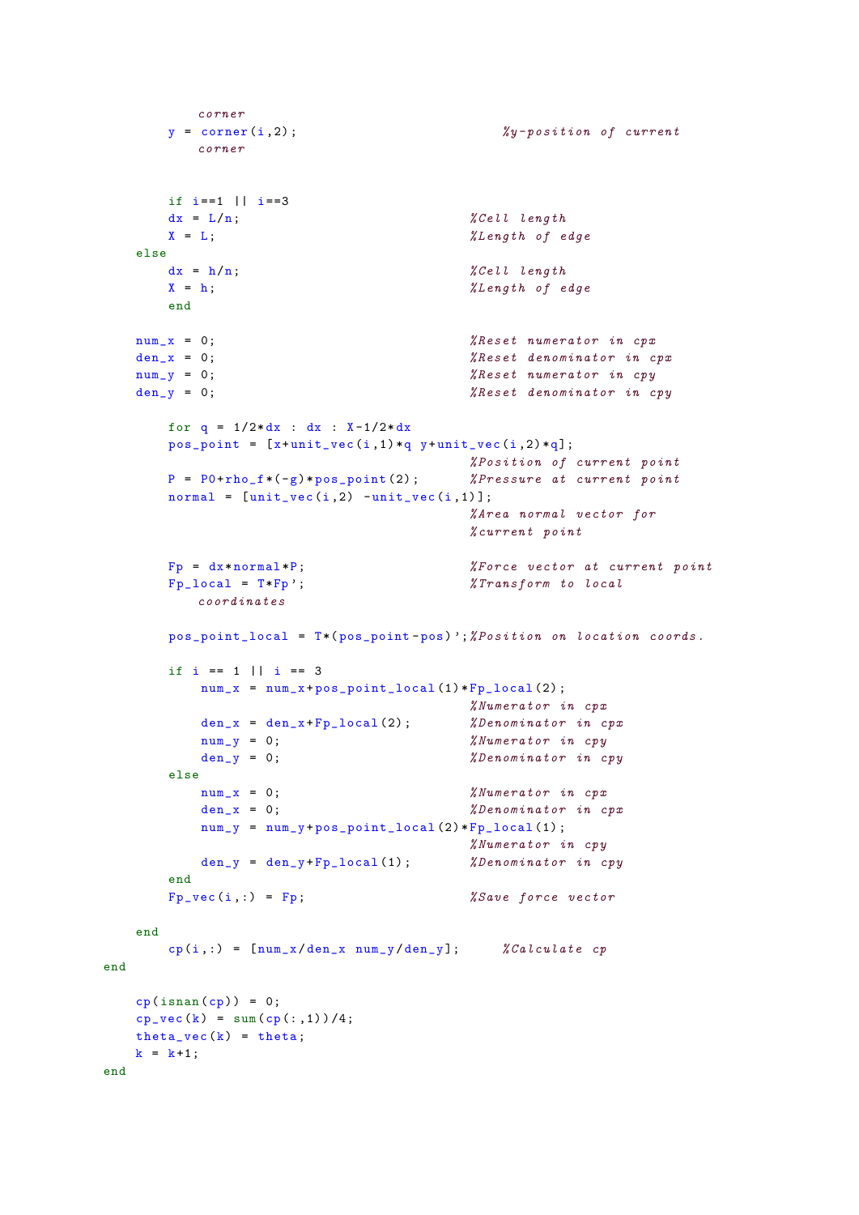```
            corner
        y = corner(i,2);                        %y-position of current
            corner


        if i==1 || i==3
        dx = L/n;                               %Cell length
        X = L;                                  %Length of edge
    else
        dx = h/n;                               %Cell length
        X = h;                                  %Length of edge
        end

    num_x = 0;                                  %Reset numerator in cpx
    den_x = 0;                                  %Reset denominator in cpx
    num_y = 0;                                  %Reset numerator in cpy
    den_y = 0;                                  %Reset denominator in cpy

        for q = 1/2*dx : dx : X-1/2*dx
        pos_point = [x+unit_vec(i,1)*q y+unit_vec(i,2)*q];
                                                %Position of current point
        P = P0+rho_f*(-g)*pos_point(2);         %Pressure at current point
        normal = [unit_vec(i,2) -unit_vec(i,1)];
                                                %Area normal vector for
                                                %current point

        Fp = dx*normal*P;                       %Force vector at current point
        Fp_local = T*Fp';                       %Transform to local
            coordinates

        pos_point_local = T*(pos_point-pos)';%Position on location coords.

        if i == 1 || i == 3
            num_x = num_x+pos_point_local(1)*Fp_local(2);
                                                %Numerator in cpx
            den_x = den_x+Fp_local(2);          %Denominator in cpx
            num_y = 0;                          %Numerator in cpy
            den_y = 0;                          %Denominator in cpy
        else
            num_x = 0;                          %Numerator in cpx
            den_x = 0;                          %Denominator in cpx
            num_y = num_y+pos_point_local(2)*Fp_local(1);
                                                %Numerator in cpy
            den_y = den_y+Fp_local(1);          %Denominator in cpy
        end
        Fp_vec(i,:) = Fp;                       %Save force vector

    end
        cp(i,:) = [num_x/den_x num_y/den_y];     %Calculate cp
end

    cp(isnan(cp)) = 0;
    cp_vec(k) = sum(cp(:,1))/4;
    theta_vec(k) = theta;
    k = k+1;
end
```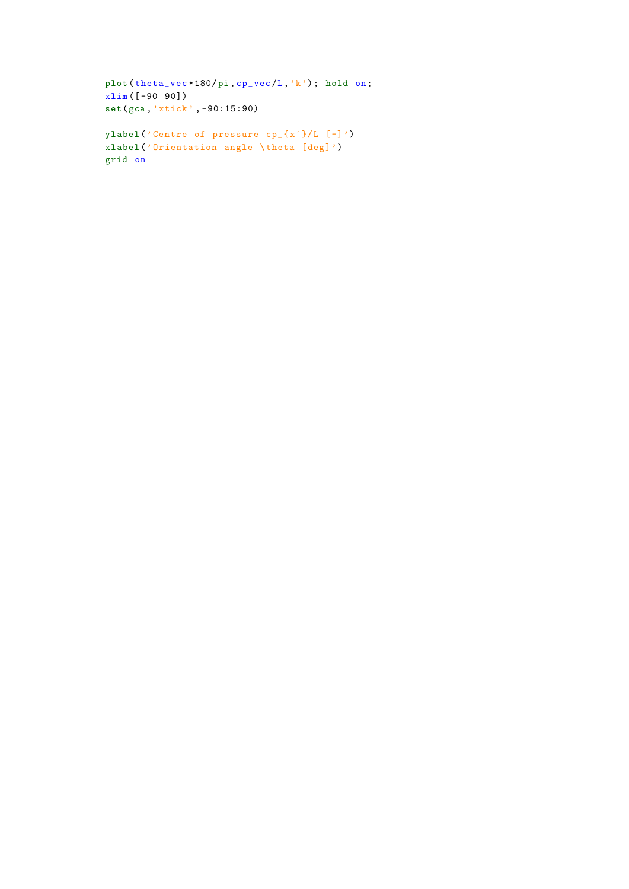```
plot(theta_vec*180/pi,cp_vec/L,'k'); hold on;
xlim([-90 90])
set(gca,'xtick',-90:15:90)

ylabel('Centre of pressure cp_{x´}/L [-]')
xlabel('Orientation angle \theta [deg]')
grid on
```